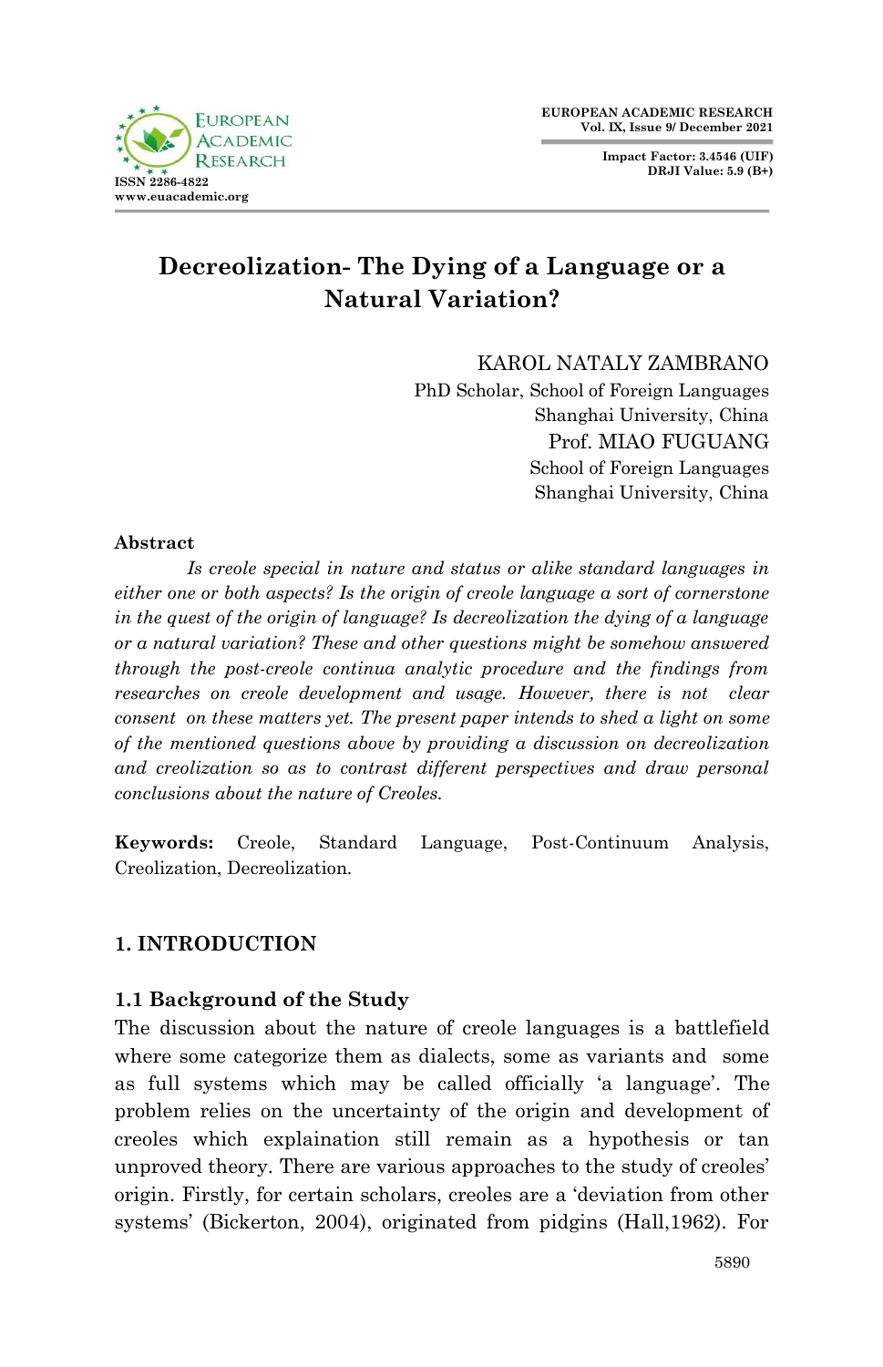# Decreolization- The Dying of a Language or a Natural Variation?

KAROL NATALY ZAMBRANO
PhD Scholar, School of Foreign Languages
Shanghai University, China

Prof. MIAO FUGUANG
School of Foreign Languages
Shanghai University, China

**Abstract**

*Is creole special in nature and status or alike standard languages in either one or both aspects? Is the origin of creole language a sort of cornerstone in the quest of the origin of language? Is decreolization the dying of a language or a natural variation? These and other questions might be somehow answered through the post-creole continua analytic procedure and the findings from researches on creole development and usage. However, there is not clear consent on these matters yet. The present paper intends to shed a light on some of the mentioned questions above by providing a discussion on decreolization and creolization so as to contrast different perspectives and draw personal conclusions about the nature of Creoles.*

**Keywords:** Creole, Standard Language, Post-Continuum Analysis, Creolization, Decreolization.

## 1. INTRODUCTION

### 1.1 Background of the Study

The discussion about the nature of creole languages is a battlefield where some categorize them as dialects, some as variants and some as full systems which may be called officially 'a language'. The problem relies on the uncertainty of the origin and development of creoles which explaination still remain as a hypothesis or tan unproved theory. There are various approaches to the study of creoles' origin. Firstly, for certain scholars, creoles are a 'deviation from other systems' (Bickerton, 2004), originated from pidgins (Hall,1962). For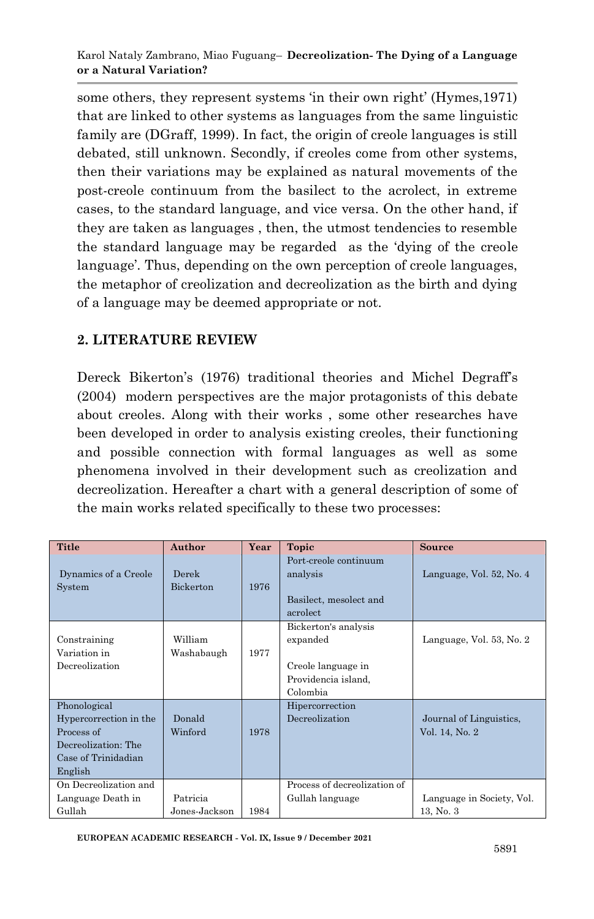some others, they represent systems 'in their own right' (Hymes,1971) that are linked to other systems as languages from the same linguistic family are (DGraff, 1999). In fact, the origin of creole languages is still debated, still unknown. Secondly, if creoles come from other systems, then their variations may be explained as natural movements of the post-creole continuum from the basilect to the acrolect, in extreme cases, to the standard language, and vice versa. On the other hand, if they are taken as languages , then, the utmost tendencies to resemble the standard language may be regarded as the 'dying of the creole language'. Thus, depending on the own perception of creole languages, the metaphor of creolization and decreolization as the birth and dying of a language may be deemed appropriate or not.

## 2. LITERATURE REVIEW

Dereck Bikerton's (1976) traditional theories and Michel Degraff's (2004) modern perspectives are the major protagonists of this debate about creoles. Along with their works , some other researches have been developed in order to analysis existing creoles, their functioning and possible connection with formal languages as well as some phenomena involved in their development such as creolization and decreolization. Hereafter a chart with a general description of some of the main works related specifically to these two processes:

| Title | Author | Year | Topic | Source |
|---|---|---|---|---|
| Dynamics of a Creole System | Derek Bickerton | 1976 | Port-creole continuum analysis<br><br>Basilect, mesolect and acrolect | Language, Vol. 52, No. 4 |
| Constraining Variation in Decreolization | William Washabaugh | 1977 | Bickerton's analysis expanded<br><br>Creole language in Providencia island, Colombia | Language, Vol. 53, No. 2 |
| Phonological Hypercorrection in the Process of Decreolization: The Case of Trinidadian English | Donald Winford | 1978 | Hipercorrection Decreolization | Journal of Linguistics, Vol. 14, No. 2 |
| On Decreolization and Language Death in Gullah | Patricia Jones-Jackson | 1984 | Process of decreolization of Gullah language | Language in Society, Vol. 13, No. 3 |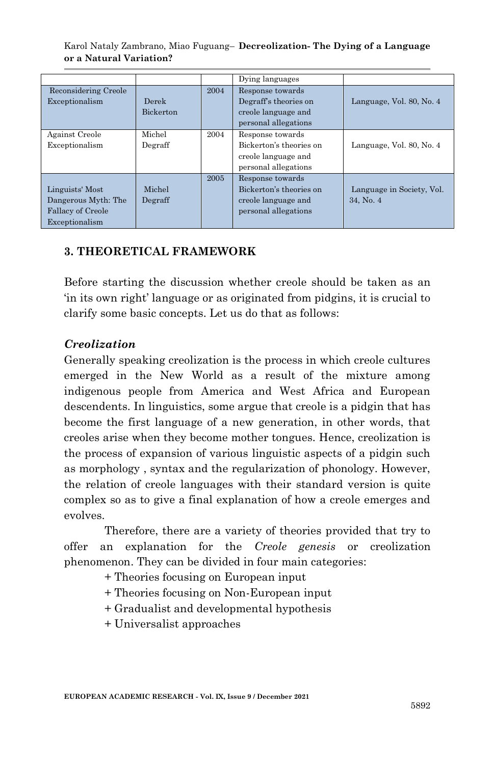| | | | Dying languages | |
|---|---|---|---|---|
| Reconsidering Creole Exceptionalism | Derek Bickerton | 2004 | Response towards Degraff's theories on creole language and personal allegations | Language, Vol. 80, No. 4 |
| Against Creole Exceptionalism | Michel Degraff | 2004 | Response towards Bickerton's theories on creole language and personal allegations | Language, Vol. 80, No. 4 |
| Linguists' Most Dangerous Myth: The Fallacy of Creole Exceptionalism | Michel Degraff | 2005 | Response towards Bickerton's theories on creole language and personal allegations | Language in Society, Vol. 34, No. 4 |

## 3. THEORETICAL FRAMEWORK

Before starting the discussion whether creole should be taken as an 'in its own right' language or as originated from pidgins, it is crucial to clarify some basic concepts. Let us do that as follows:

### *Creolization*

Generally speaking creolization is the process in which creole cultures emerged in the New World as a result of the mixture among indigenous people from America and West Africa and European descendents. In linguistics, some argue that creole is a pidgin that has become the first language of a new generation, in other words, that creoles arise when they become mother tongues. Hence, creolization is the process of expansion of various linguistic aspects of a pidgin such as morphology , syntax and the regularization of phonology. However, the relation of creole languages with their standard version is quite complex so as to give a final explanation of how a creole emerges and evolves.

Therefore, there are a variety of theories provided that try to offer an explanation for the *Creole genesis* or creolization phenomenon. They can be divided in four main categories:

+ Theories focusing on European input
+ Theories focusing on Non-European input
+ Gradualist and developmental hypothesis
+ Universalist approaches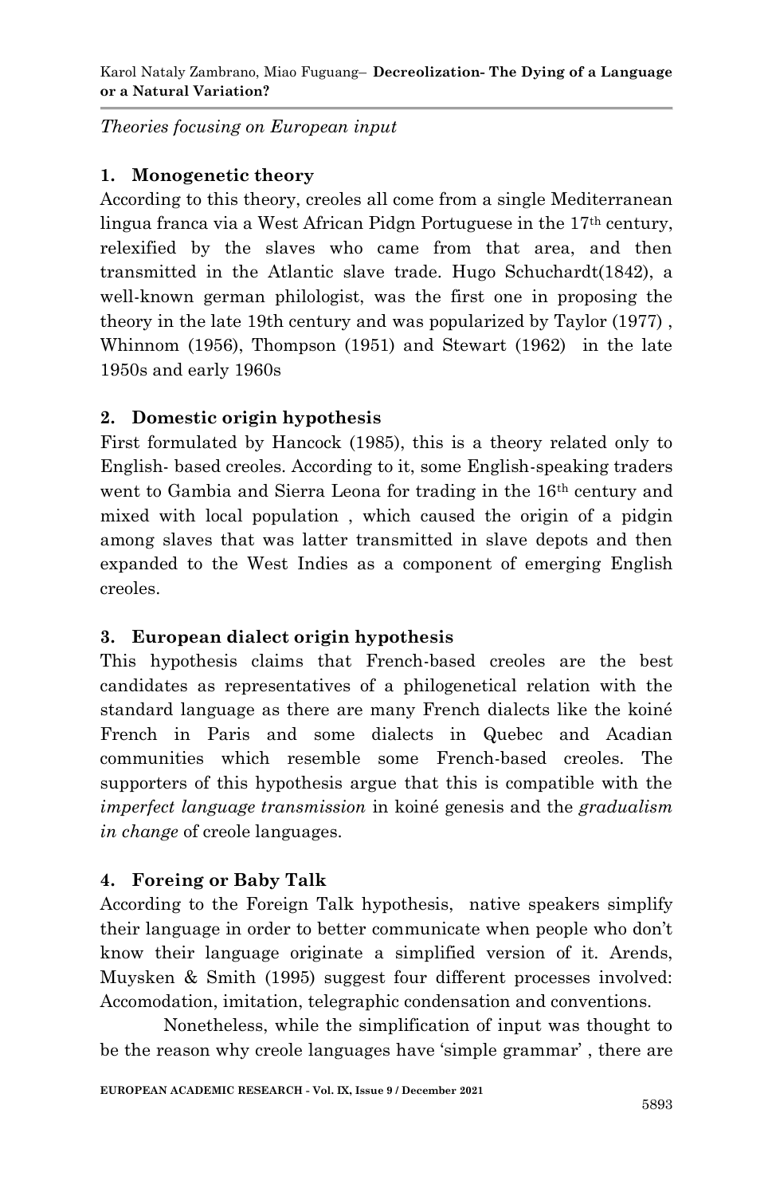*Theories focusing on European input*

**1. Monogenetic theory**

According to this theory, creoles all come from a single Mediterranean lingua franca via a West African Pidgn Portuguese in the 17th century, relexified by the slaves who came from that area, and then transmitted in the Atlantic slave trade. Hugo Schuchardt(1842), a well-known german philologist, was the first one in proposing the theory in the late 19th century and was popularized by Taylor (1977) , Whinnom (1956), Thompson (1951) and Stewart (1962) in the late 1950s and early 1960s

**2. Domestic origin hypothesis**

First formulated by Hancock (1985), this is a theory related only to English- based creoles. According to it, some English-speaking traders went to Gambia and Sierra Leona for trading in the 16th century and mixed with local population , which caused the origin of a pidgin among slaves that was latter transmitted in slave depots and then expanded to the West Indies as a component of emerging English creoles.

**3. European dialect origin hypothesis**

This hypothesis claims that French-based creoles are the best candidates as representatives of a philogenetical relation with the standard language as there are many French dialects like the koiné French in Paris and some dialects in Quebec and Acadian communities which resemble some French-based creoles. The supporters of this hypothesis argue that this is compatible with the *imperfect language transmission* in koiné genesis and the *gradualism in change* of creole languages.

**4. Foreing or Baby Talk**

According to the Foreign Talk hypothesis, native speakers simplify their language in order to better communicate when people who don't know their language originate a simplified version of it. Arends, Muysken & Smith (1995) suggest four different processes involved: Accomodation, imitation, telegraphic condensation and conventions.

Nonetheless, while the simplification of input was thought to be the reason why creole languages have 'simple grammar' , there are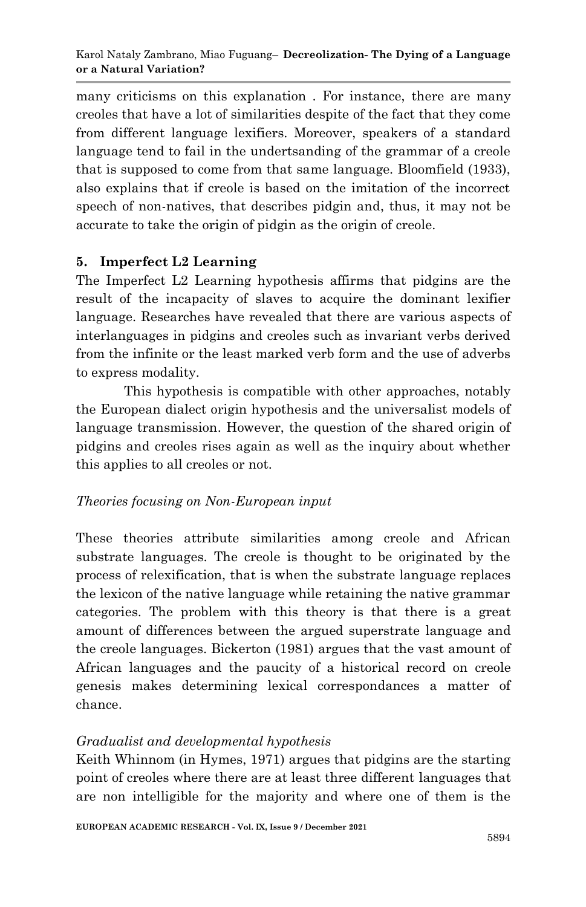many criticisms on this explanation . For instance, there are many creoles that have a lot of similarities despite of the fact that they come from different language lexifiers. Moreover, speakers of a standard language tend to fail in the undertsanding of the grammar of a creole that is supposed to come from that same language. Bloomfield (1933), also explains that if creole is based on the imitation of the incorrect speech of non-natives, that describes pidgin and, thus, it may not be accurate to take the origin of pidgin as the origin of creole.

## 5. Imperfect L2 Learning

The Imperfect L2 Learning hypothesis affirms that pidgins are the result of the incapacity of slaves to acquire the dominant lexifier language. Researches have revealed that there are various aspects of interlanguages in pidgins and creoles such as invariant verbs derived from the infinite or the least marked verb form and the use of adverbs to express modality.

This hypothesis is compatible with other approaches, notably the European dialect origin hypothesis and the universalist models of language transmission. However, the question of the shared origin of pidgins and creoles rises again as well as the inquiry about whether this applies to all creoles or not.

*Theories focusing on Non-European input*

These theories attribute similarities among creole and African substrate languages. The creole is thought to be originated by the process of relexification, that is when the substrate language replaces the lexicon of the native language while retaining the native grammar categories. The problem with this theory is that there is a great amount of differences between the argued superstrate language and the creole languages. Bickerton (1981) argues that the vast amount of African languages and the paucity of a historical record on creole genesis makes determining lexical correspondances a matter of chance.

*Gradualist and developmental hypothesis*

Keith Whinnom (in Hymes, 1971) argues that pidgins are the starting point of creoles where there are at least three different languages that are non intelligible for the majority and where one of them is the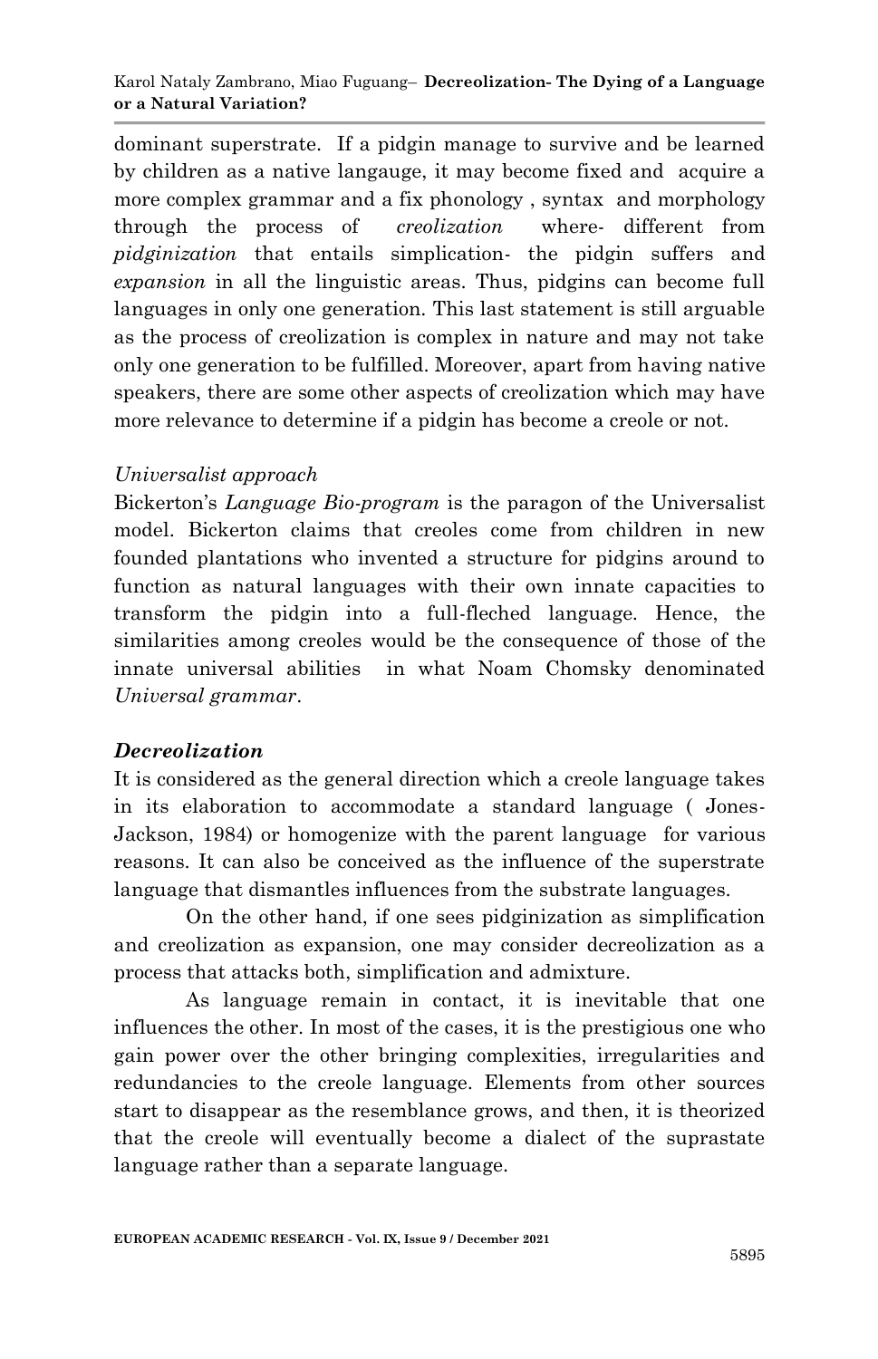dominant superstrate. If a pidgin manage to survive and be learned by children as a native langauge, it may become fixed and acquire a more complex grammar and a fix phonology , syntax and morphology through the process of *creolization* where- different from *pidginization* that entails simplication- the pidgin suffers and *expansion* in all the linguistic areas. Thus, pidgins can become full languages in only one generation. This last statement is still arguable as the process of creolization is complex in nature and may not take only one generation to be fulfilled. Moreover, apart from having native speakers, there are some other aspects of creolization which may have more relevance to determine if a pidgin has become a creole or not.

*Universalist approach*

Bickerton's *Language Bio-program* is the paragon of the Universalist model. Bickerton claims that creoles come from children in new founded plantations who invented a structure for pidgins around to function as natural languages with their own innate capacities to transform the pidgin into a full-fleched language. Hence, the similarities among creoles would be the consequence of those of the innate universal abilities in what Noam Chomsky denominated *Universal grammar*.

***Decreolization***

It is considered as the general direction which a creole language takes in its elaboration to accommodate a standard language ( Jones-Jackson, 1984) or homogenize with the parent language for various reasons. It can also be conceived as the influence of the superstrate language that dismantles influences from the substrate languages.

On the other hand, if one sees pidginization as simplification and creolization as expansion, one may consider decreolization as a process that attacks both, simplification and admixture.

As language remain in contact, it is inevitable that one influences the other. In most of the cases, it is the prestigious one who gain power over the other bringing complexities, irregularities and redundancies to the creole language. Elements from other sources start to disappear as the resemblance grows, and then, it is theorized that the creole will eventually become a dialect of the suprastate language rather than a separate language.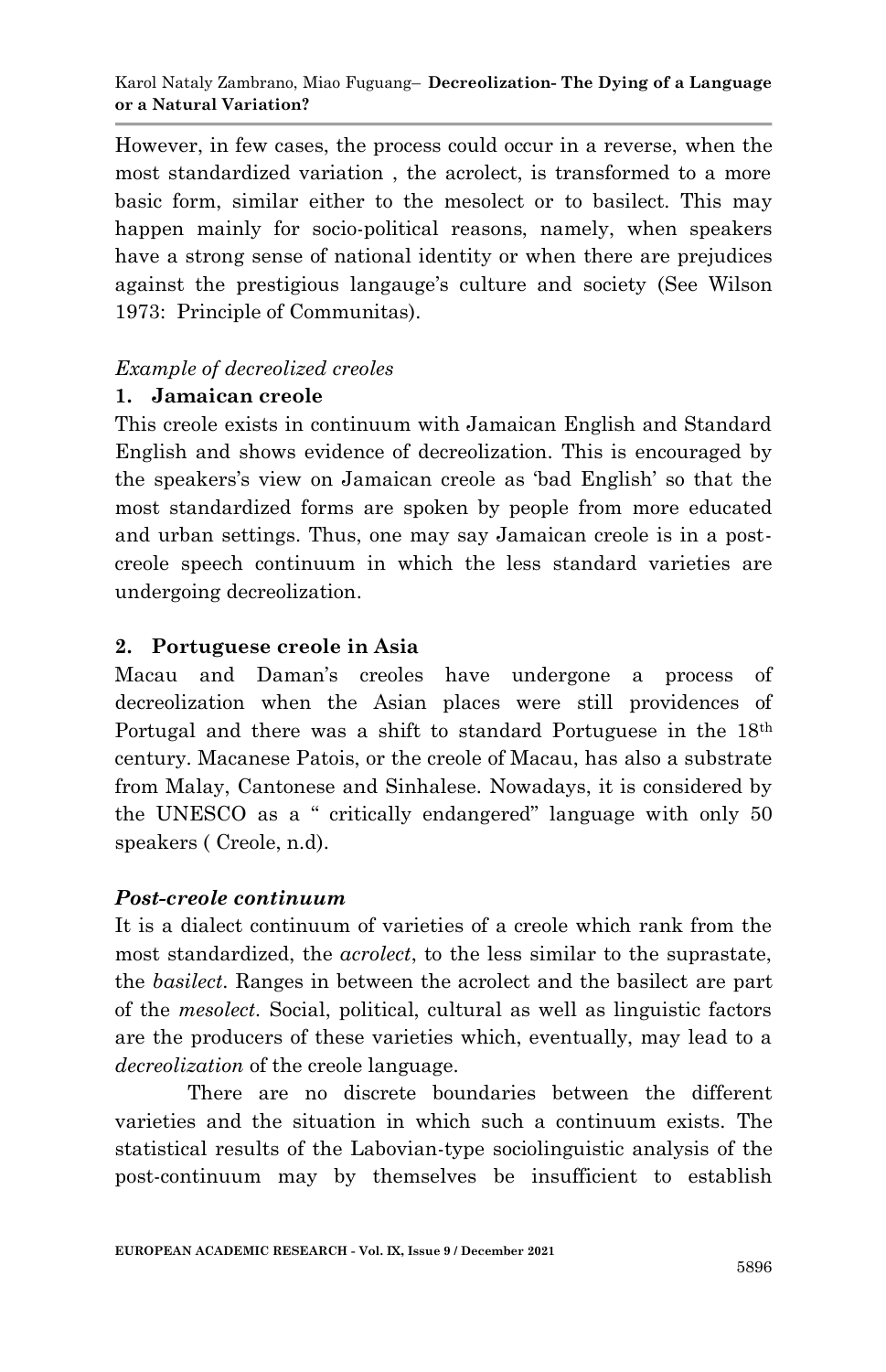However, in few cases, the process could occur in a reverse, when the most standardized variation , the acrolect, is transformed to a more basic form, similar either to the mesolect or to basilect. This may happen mainly for socio-political reasons, namely, when speakers have a strong sense of national identity or when there are prejudices against the prestigious langauge's culture and society (See Wilson 1973: Principle of Communitas).

*Example of decreolized creoles*

**1. Jamaican creole**

This creole exists in continuum with Jamaican English and Standard English and shows evidence of decreolization. This is encouraged by the speakers's view on Jamaican creole as 'bad English' so that the most standardized forms are spoken by people from more educated and urban settings. Thus, one may say Jamaican creole is in a post-creole speech continuum in which the less standard varieties are undergoing decreolization.

**2. Portuguese creole in Asia**

Macau and Daman's creoles have undergone a process of decreolization when the Asian places were still providences of Portugal and there was a shift to standard Portuguese in the 18th century. Macanese Patois, or the creole of Macau, has also a substrate from Malay, Cantonese and Sinhalese. Nowadays, it is considered by the UNESCO as a " critically endangered" language with only 50 speakers ( Creole, n.d).

***Post-creole continuum***

It is a dialect continuum of varieties of a creole which rank from the most standardized, the *acrolect*, to the less similar to the suprastate, the *basilect*. Ranges in between the acrolect and the basilect are part of the *mesolect*. Social, political, cultural as well as linguistic factors are the producers of these varieties which, eventually, may lead to a *decreolization* of the creole language.

There are no discrete boundaries between the different varieties and the situation in which such a continuum exists. The statistical results of the Labovian-type sociolinguistic analysis of the post-continuum may by themselves be insufficient to establish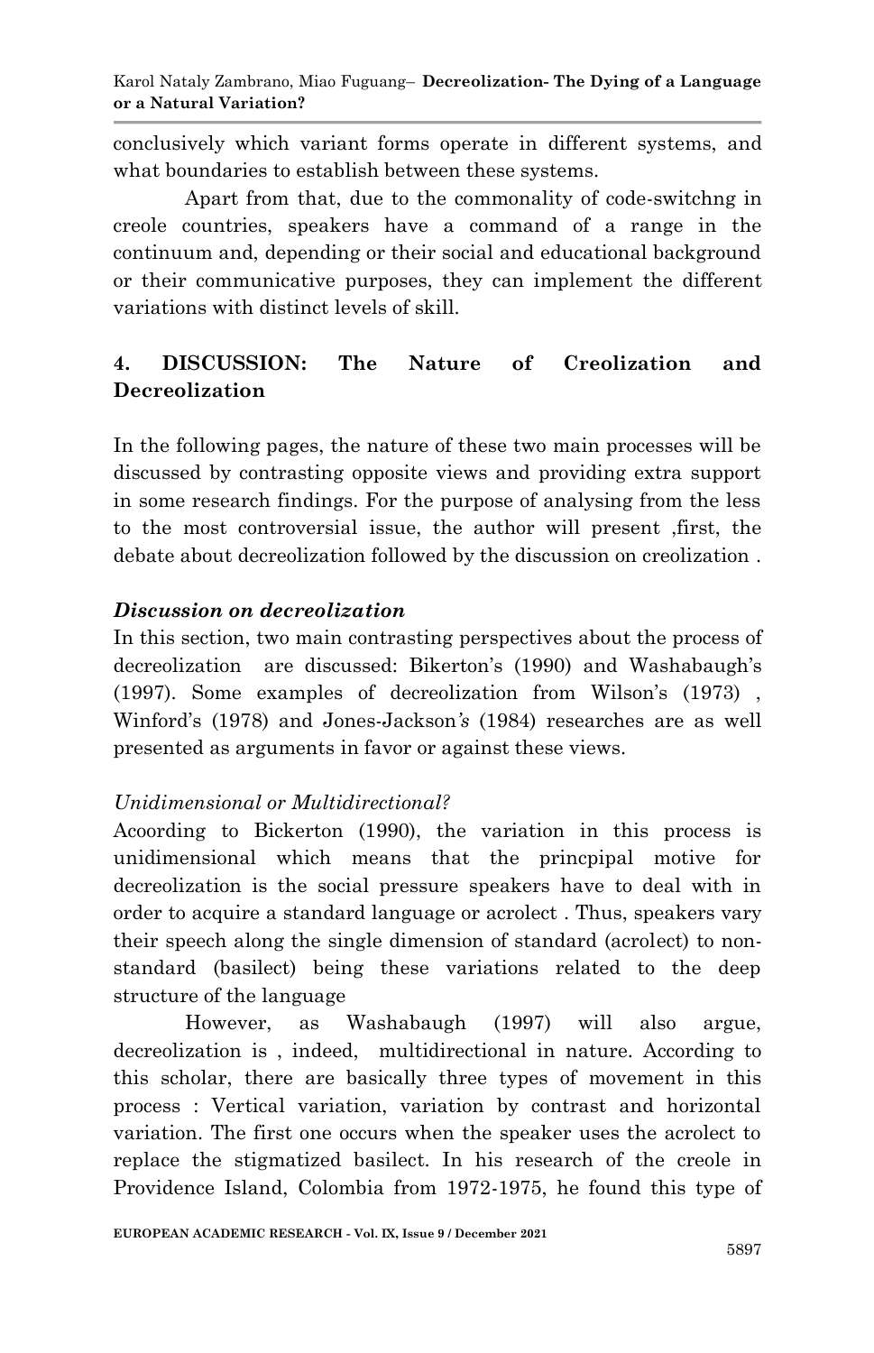conclusively which variant forms operate in different systems, and what boundaries to establish between these systems.

Apart from that, due to the commonality of code-switchng in creole countries, speakers have a command of a range in the continuum and, depending or their social and educational background or their communicative purposes, they can implement the different variations with distinct levels of skill.

## 4. DISCUSSION: The Nature of Creolization and Decreolization

In the following pages, the nature of these two main processes will be discussed by contrasting opposite views and providing extra support in some research findings. For the purpose of analysing from the less to the most controversial issue, the author will present ,first, the debate about decreolization followed by the discussion on creolization .

### *Discussion on decreolization*

In this section, two main contrasting perspectives about the process of decreolization are discussed: Bikerton's (1990) and Washabaugh's (1997). Some examples of decreolization from Wilson's (1973) , Winford's (1978) and Jones-Jackson*'s* (1984) researches are as well presented as arguments in favor or against these views.

*Unidimensional or Multidirectional?*

Acoording to Bickerton (1990), the variation in this process is unidimensional which means that the princpipal motive for decreolization is the social pressure speakers have to deal with in order to acquire a standard language or acrolect . Thus, speakers vary their speech along the single dimension of standard (acrolect) to non-standard (basilect) being these variations related to the deep structure of the language

However, as Washabaugh (1997) will also argue, decreolization is , indeed, multidirectional in nature. According to this scholar, there are basically three types of movement in this process : Vertical variation, variation by contrast and horizontal variation. The first one occurs when the speaker uses the acrolect to replace the stigmatized basilect. In his research of the creole in Providence Island, Colombia from 1972-1975, he found this type of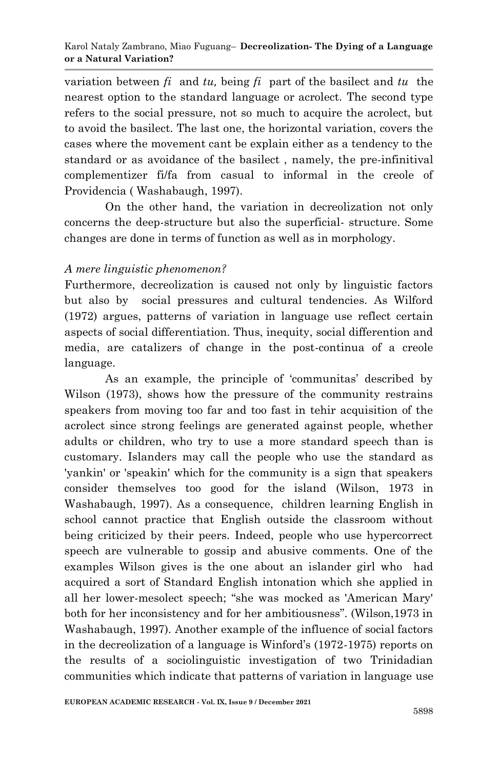variation between *fi* and *tu,* being *fi* part of the basilect and *tu* the nearest option to the standard language or acrolect. The second type refers to the social pressure, not so much to acquire the acrolect, but to avoid the basilect. The last one, the horizontal variation, covers the cases where the movement cant be explain either as a tendency to the standard or as avoidance of the basilect , namely, the pre-infinitival complementizer fi/fa from casual to informal in the creole of Providencia ( Washabaugh, 1997).

On the other hand, the variation in decreolization not only concerns the deep-structure but also the superficial- structure. Some changes are done in terms of function as well as in morphology.

*A mere linguistic phenomenon?*

Furthermore, decreolization is caused not only by linguistic factors but also by social pressures and cultural tendencies. As Wilford (1972) argues, patterns of variation in language use reflect certain aspects of social differentiation. Thus, inequity, social differention and media, are catalizers of change in the post-continua of a creole language.

As an example, the principle of 'communitas' described by Wilson (1973), shows how the pressure of the community restrains speakers from moving too far and too fast in tehir acquisition of the acrolect since strong feelings are generated against people, whether adults or children, who try to use a more standard speech than is customary. Islanders may call the people who use the standard as 'yankin' or 'speakin' which for the community is a sign that speakers consider themselves too good for the island (Wilson, 1973 in Washabaugh, 1997). As a consequence, children learning English in school cannot practice that English outside the classroom without being criticized by their peers. Indeed, people who use hypercorrect speech are vulnerable to gossip and abusive comments. One of the examples Wilson gives is the one about an islander girl who had acquired a sort of Standard English intonation which she applied in all her lower-mesolect speech; "she was mocked as 'American Mary' both for her inconsistency and for her ambitiousness". (Wilson,1973 in Washabaugh, 1997). Another example of the influence of social factors in the decreolization of a language is Winford's (1972-1975) reports on the results of a sociolinguistic investigation of two Trinidadian communities which indicate that patterns of variation in language use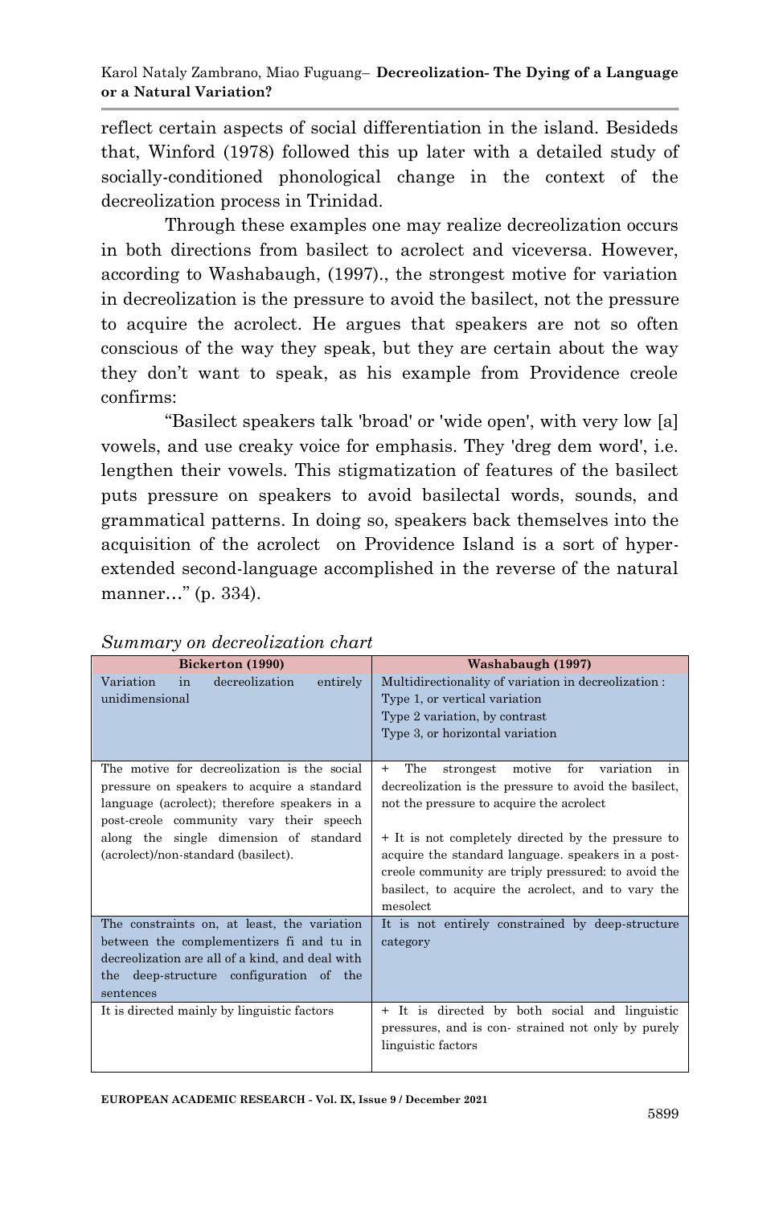reflect certain aspects of social differentiation in the island. Besideds that, Winford (1978) followed this up later with a detailed study of socially-conditioned phonological change in the context of the decreolization process in Trinidad.

Through these examples one may realize decreolization occurs in both directions from basilect to acrolect and viceversa. However, according to Washabaugh, (1997)., the strongest motive for variation in decreolization is the pressure to avoid the basilect, not the pressure to acquire the acrolect. He argues that speakers are not so often conscious of the way they speak, but they are certain about the way they don't want to speak, as his example from Providence creole confirms:

"Basilect speakers talk 'broad' or 'wide open', with very low [a] vowels, and use creaky voice for emphasis. They 'dreg dem word', i.e. lengthen their vowels. This stigmatization of features of the basilect puts pressure on speakers to avoid basilectal words, sounds, and grammatical patterns. In doing so, speakers back themselves into the acquisition of the acrolect on Providence Island is a sort of hyper-extended second-language accomplished in the reverse of the natural manner…" (p. 334).

*Summary on decreolization chart*

| Bickerton (1990) | Washabaugh (1997) |
|---|---|
| Variation in decreolization entirely unidimensional | Multidirectionality of variation in decreolization : Type 1, or vertical variation Type 2 variation, by contrast Type 3, or horizontal variation |
| The motive for decreolization is the social pressure on speakers to acquire a standard language (acrolect); therefore speakers in a post-creole community vary their speech along the single dimension of standard (acrolect)/non-standard (basilect). | + The strongest motive for variation in decreolization is the pressure to avoid the basilect, not the pressure to acquire the acrolect<br><br>+ It is not completely directed by the pressure to acquire the standard language. speakers in a post-creole community are triply pressured: to avoid the basilect, to acquire the acrolect, and to vary the mesolect |
| The constraints on, at least, the variation between the complementizers fi and tu in decreolization are all of a kind, and deal with the deep-structure configuration of the sentences | It is not entirely constrained by deep-structure category |
| It is directed mainly by linguistic factors | + It is directed by both social and linguistic pressures, and is con- strained not only by purely linguistic factors |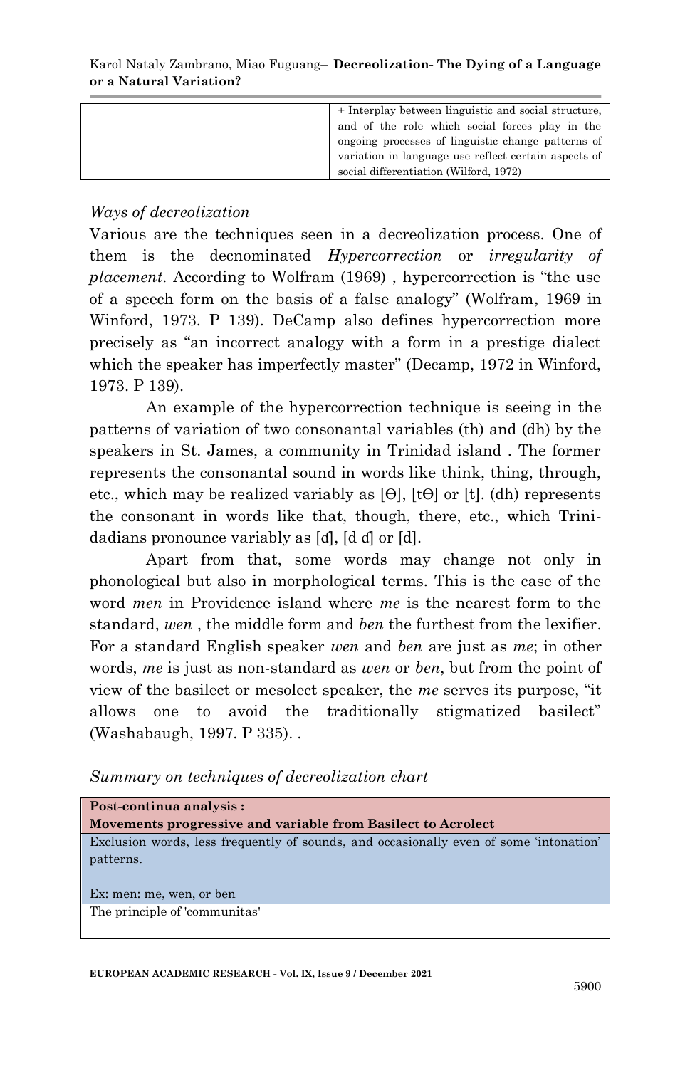|  | + Interplay between linguistic and social structure, and of the role which social forces play in the ongoing processes of linguistic change patterns of variation in language use reflect certain aspects of social differentiation (Wilford, 1972) |
|---|---|

*Ways of decreolization*

Various are the techniques seen in a decreolization process. One of them is the decnominated *Hypercorrection* or *irregularity of placement*. According to Wolfram (1969) , hypercorrection is "the use of a speech form on the basis of a false analogy" (Wolfram, 1969 in Winford, 1973. P 139). DeCamp also defines hypercorrection more precisely as "an incorrect analogy with a form in a prestige dialect which the speaker has imperfectly master" (Decamp, 1972 in Winford, 1973. P 139).

An example of the hypercorrection technique is seeing in the patterns of variation of two consonantal variables (th) and (dh) by the speakers in St. James, a community in Trinidad island . The former represents the consonantal sound in words like think, thing, through, etc., which may be realized variably as [Ө], [tӨ] or [t]. (dh) represents the consonant in words like that, though, there, etc., which Trinidadians pronounce variably as [ɖ], [d ɖ] or [d].

Apart from that, some words may change not only in phonological but also in morphological terms. This is the case of the word *men* in Providence island where *me* is the nearest form to the standard, *wen* , the middle form and *ben* the furthest from the lexifier. For a standard English speaker *wen* and *ben* are just as *me*; in other words, *me* is just as non-standard as *wen* or *ben*, but from the point of view of the basilect or mesolect speaker, the *me* serves its purpose, "it allows one to avoid the traditionally stigmatized basilect" (Washabaugh, 1997. P 335). .

*Summary on techniques of decreolization chart*

| **Post-continua analysis :**<br>**Movements progressive and variable from Basilect to Acrolect** |
|---|
| Exclusion words, less frequently of sounds, and occasionally even of some 'intonation' patterns.<br><br>Ex: men: me, wen, or ben |
| The principle of 'communitas' |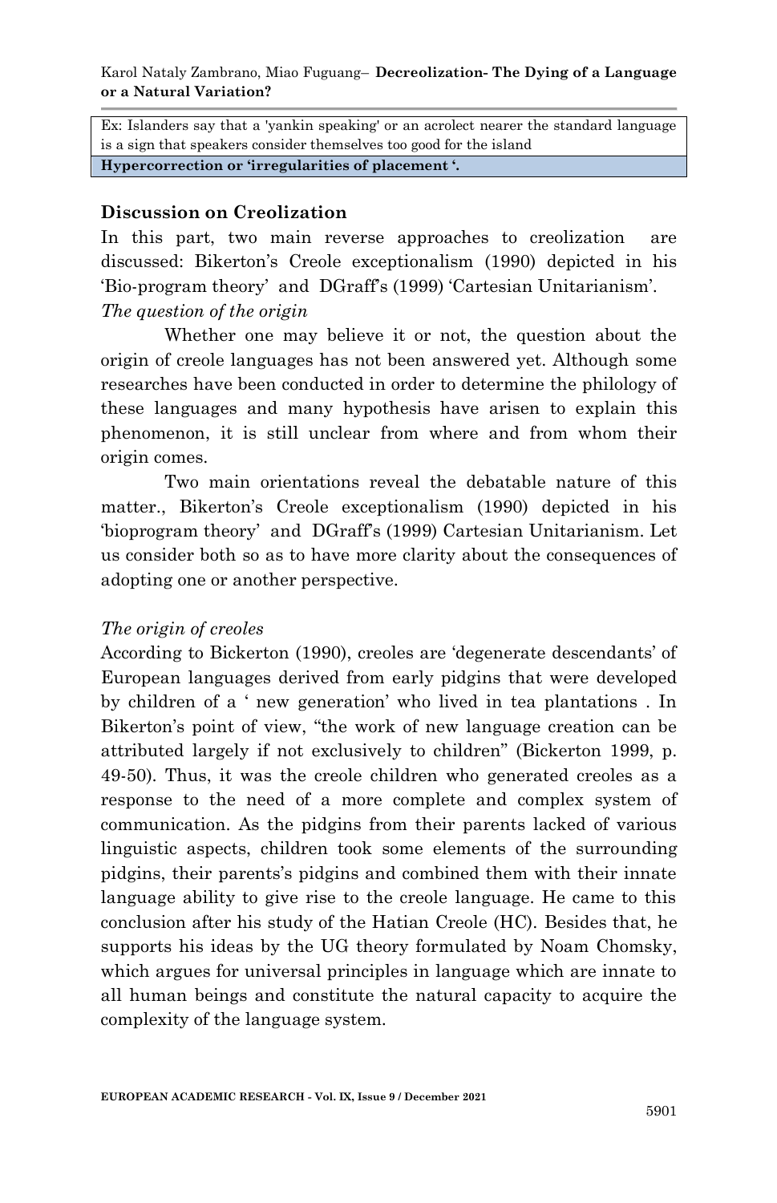| Ex: Islanders say that a 'yankin speaking' or an acrolect nearer the standard language is a sign that speakers consider themselves too good for the island |
| --- |
| **Hypercorrection or 'irregularities of placement '.** |

## Discussion on Creolization

In this part, two main reverse approaches to creolization are discussed: Bikerton's Creole exceptionalism (1990) depicted in his 'Bio-program theory' and DGraff's (1999) 'Cartesian Unitarianism'.

*The question of the origin*

Whether one may believe it or not, the question about the origin of creole languages has not been answered yet. Although some researches have been conducted in order to determine the philology of these languages and many hypothesis have arisen to explain this phenomenon, it is still unclear from where and from whom their origin comes.

Two main orientations reveal the debatable nature of this matter., Bikerton's Creole exceptionalism (1990) depicted in his 'bioprogram theory' and DGraff's (1999) Cartesian Unitarianism. Let us consider both so as to have more clarity about the consequences of adopting one or another perspective.

*The origin of creoles*

According to Bickerton (1990), creoles are 'degenerate descendants' of European languages derived from early pidgins that were developed by children of a ' new generation' who lived in tea plantations . In Bikerton's point of view, "the work of new language creation can be attributed largely if not exclusively to children" (Bickerton 1999, p. 49-50). Thus, it was the creole children who generated creoles as a response to the need of a more complete and complex system of communication. As the pidgins from their parents lacked of various linguistic aspects, children took some elements of the surrounding pidgins, their parents's pidgins and combined them with their innate language ability to give rise to the creole language. He came to this conclusion after his study of the Hatian Creole (HC). Besides that, he supports his ideas by the UG theory formulated by Noam Chomsky, which argues for universal principles in language which are innate to all human beings and constitute the natural capacity to acquire the complexity of the language system.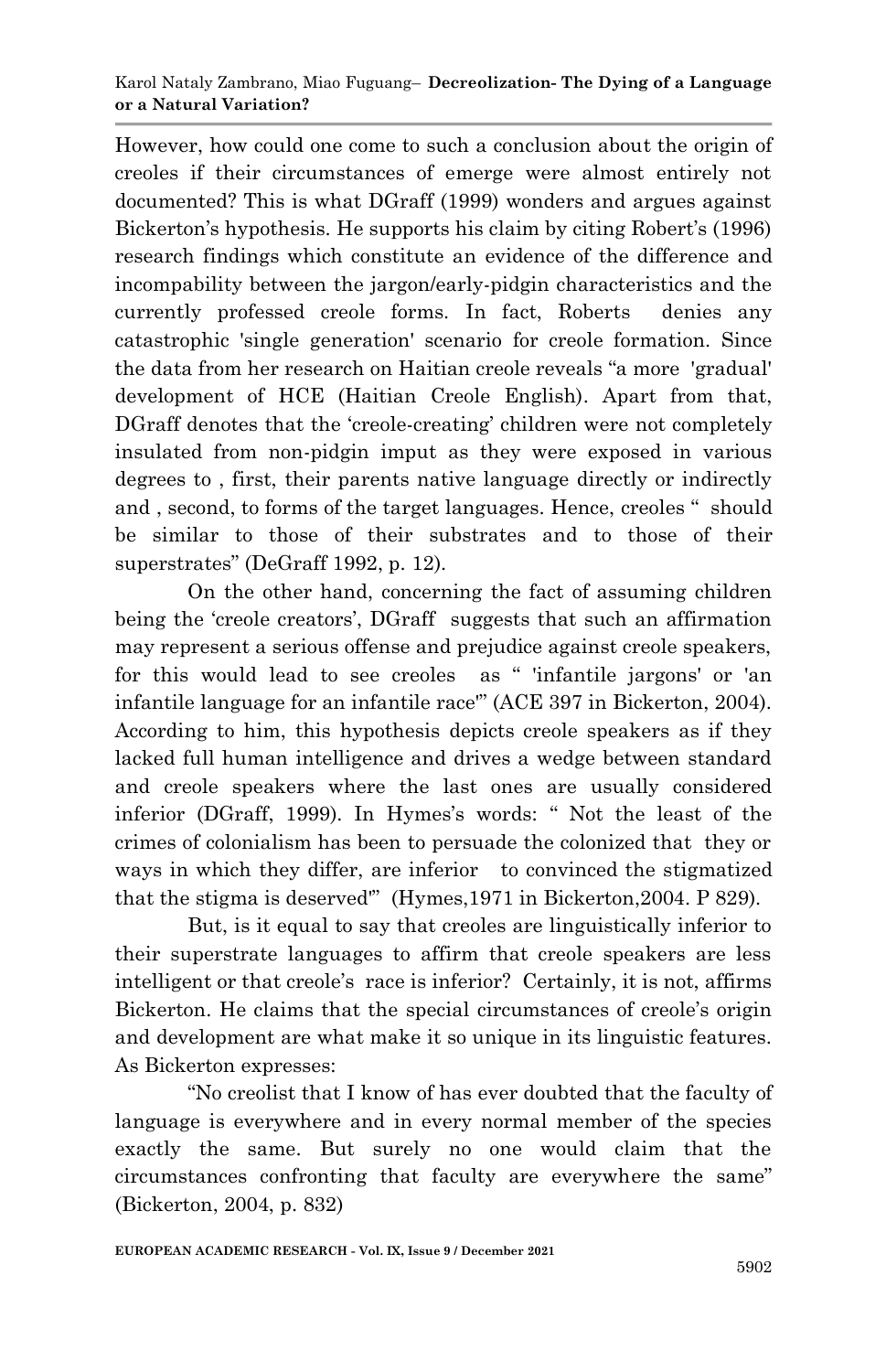However, how could one come to such a conclusion about the origin of creoles if their circumstances of emerge were almost entirely not documented? This is what DGraff (1999) wonders and argues against Bickerton's hypothesis. He supports his claim by citing Robert's (1996) research findings which constitute an evidence of the difference and incompability between the jargon/early-pidgin characteristics and the currently professed creole forms. In fact, Roberts denies any catastrophic 'single generation' scenario for creole formation. Since the data from her research on Haitian creole reveals "a more 'gradual' development of HCE (Haitian Creole English). Apart from that, DGraff denotes that the 'creole-creating' children were not completely insulated from non-pidgin imput as they were exposed in various degrees to , first, their parents native language directly or indirectly and , second, to forms of the target languages. Hence, creoles " should be similar to those of their substrates and to those of their superstrates" (DeGraff 1992, p. 12).

On the other hand, concerning the fact of assuming children being the 'creole creators', DGraff suggests that such an affirmation may represent a serious offense and prejudice against creole speakers, for this would lead to see creoles as " 'infantile jargons' or 'an infantile language for an infantile race'" (ACE 397 in Bickerton, 2004). According to him, this hypothesis depicts creole speakers as if they lacked full human intelligence and drives a wedge between standard and creole speakers where the last ones are usually considered inferior (DGraff, 1999). In Hymes's words: " Not the least of the crimes of colonialism has been to persuade the colonized that they or ways in which they differ, are inferior to convinced the stigmatized that the stigma is deserved'" (Hymes,1971 in Bickerton,2004. P 829).

But, is it equal to say that creoles are linguistically inferior to their superstrate languages to affirm that creole speakers are less intelligent or that creole's race is inferior? Certainly, it is not, affirms Bickerton. He claims that the special circumstances of creole's origin and development are what make it so unique in its linguistic features. As Bickerton expresses:

"No creolist that I know of has ever doubted that the faculty of language is everywhere and in every normal member of the species exactly the same. But surely no one would claim that the circumstances confronting that faculty are everywhere the same" (Bickerton, 2004, p. 832)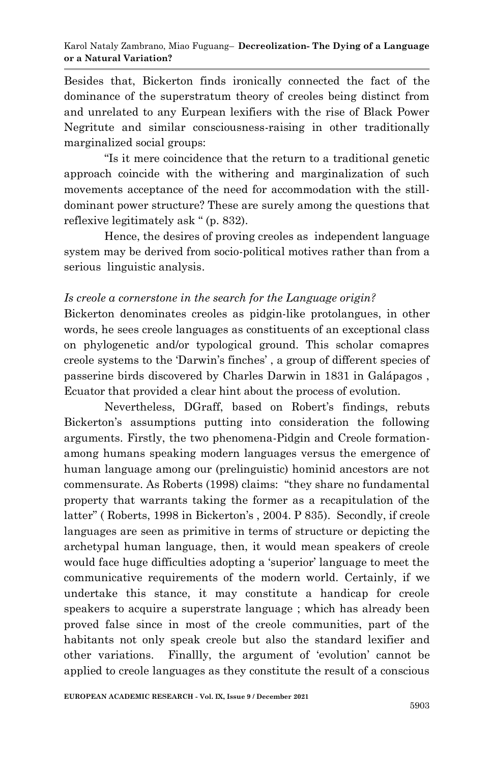Besides that, Bickerton finds ironically connected the fact of the dominance of the superstratum theory of creoles being distinct from and unrelated to any Eurpean lexifiers with the rise of Black Power Negritute and similar consciousness-raising in other traditionally marginalized social groups:

"Is it mere coincidence that the return to a traditional genetic approach coincide with the withering and marginalization of such movements acceptance of the need for accommodation with the still-dominant power structure? These are surely among the questions that reflexive legitimately ask " (p. 832).

Hence, the desires of proving creoles as independent language system may be derived from socio-political motives rather than from a serious linguistic analysis.

*Is creole a cornerstone in the search for the Language origin?*

Bickerton denominates creoles as pidgin-like protolangues, in other words, he sees creole languages as constituents of an exceptional class on phylogenetic and/or typological ground. This scholar comapres creole systems to the 'Darwin's finches' , a group of different species of passerine birds discovered by Charles Darwin in 1831 in Galápagos , Ecuator that provided a clear hint about the process of evolution.

Nevertheless, DGraff, based on Robert's findings, rebuts Bickerton's assumptions putting into consideration the following arguments. Firstly, the two phenomena-Pidgin and Creole formation-among humans speaking modern languages versus the emergence of human language among our (prelinguistic) hominid ancestors are not commensurate. As Roberts (1998) claims: "they share no fundamental property that warrants taking the former as a recapitulation of the latter" ( Roberts, 1998 in Bickerton's , 2004. P 835). Secondly, if creole languages are seen as primitive in terms of structure or depicting the archetypal human language, then, it would mean speakers of creole would face huge difficulties adopting a 'superior' language to meet the communicative requirements of the modern world. Certainly, if we undertake this stance, it may constitute a handicap for creole speakers to acquire a superstrate language ; which has already been proved false since in most of the creole communities, part of the habitants not only speak creole but also the standard lexifier and other variations. Finallly, the argument of 'evolution' cannot be applied to creole languages as they constitute the result of a conscious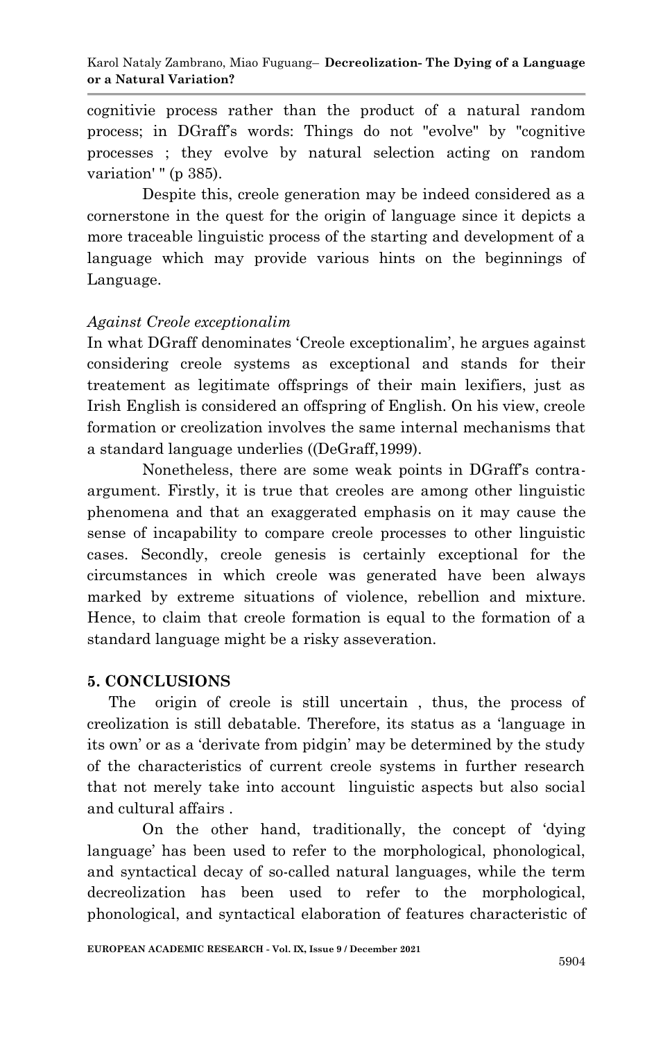cognitivie process rather than the product of a natural random process; in DGraff's words: Things do not "evolve" by "cognitive processes ; they evolve by natural selection acting on random variation' " (p 385).

Despite this, creole generation may be indeed considered as a cornerstone in the quest for the origin of language since it depicts a more traceable linguistic process of the starting and development of a language which may provide various hints on the beginnings of Language.

*Against Creole exceptionalim*

In what DGraff denominates 'Creole exceptionalim', he argues against considering creole systems as exceptional and stands for their treatement as legitimate offsprings of their main lexifiers, just as Irish English is considered an offspring of English. On his view, creole formation or creolization involves the same internal mechanisms that a standard language underlies ((DeGraff,1999).

Nonetheless, there are some weak points in DGraff's contra-argument. Firstly, it is true that creoles are among other linguistic phenomena and that an exaggerated emphasis on it may cause the sense of incapability to compare creole processes to other linguistic cases. Secondly, creole genesis is certainly exceptional for the circumstances in which creole was generated have been always marked by extreme situations of violence, rebellion and mixture. Hence, to claim that creole formation is equal to the formation of a standard language might be a risky asseveration.

## 5. CONCLUSIONS

The origin of creole is still uncertain , thus, the process of creolization is still debatable. Therefore, its status as a 'language in its own' or as a 'derivate from pidgin' may be determined by the study of the characteristics of current creole systems in further research that not merely take into account linguistic aspects but also social and cultural affairs .

On the other hand, traditionally, the concept of 'dying language' has been used to refer to the morphological, phonological, and syntactical decay of so-called natural languages, while the term decreolization has been used to refer to the morphological, phonological, and syntactical elaboration of features characteristic of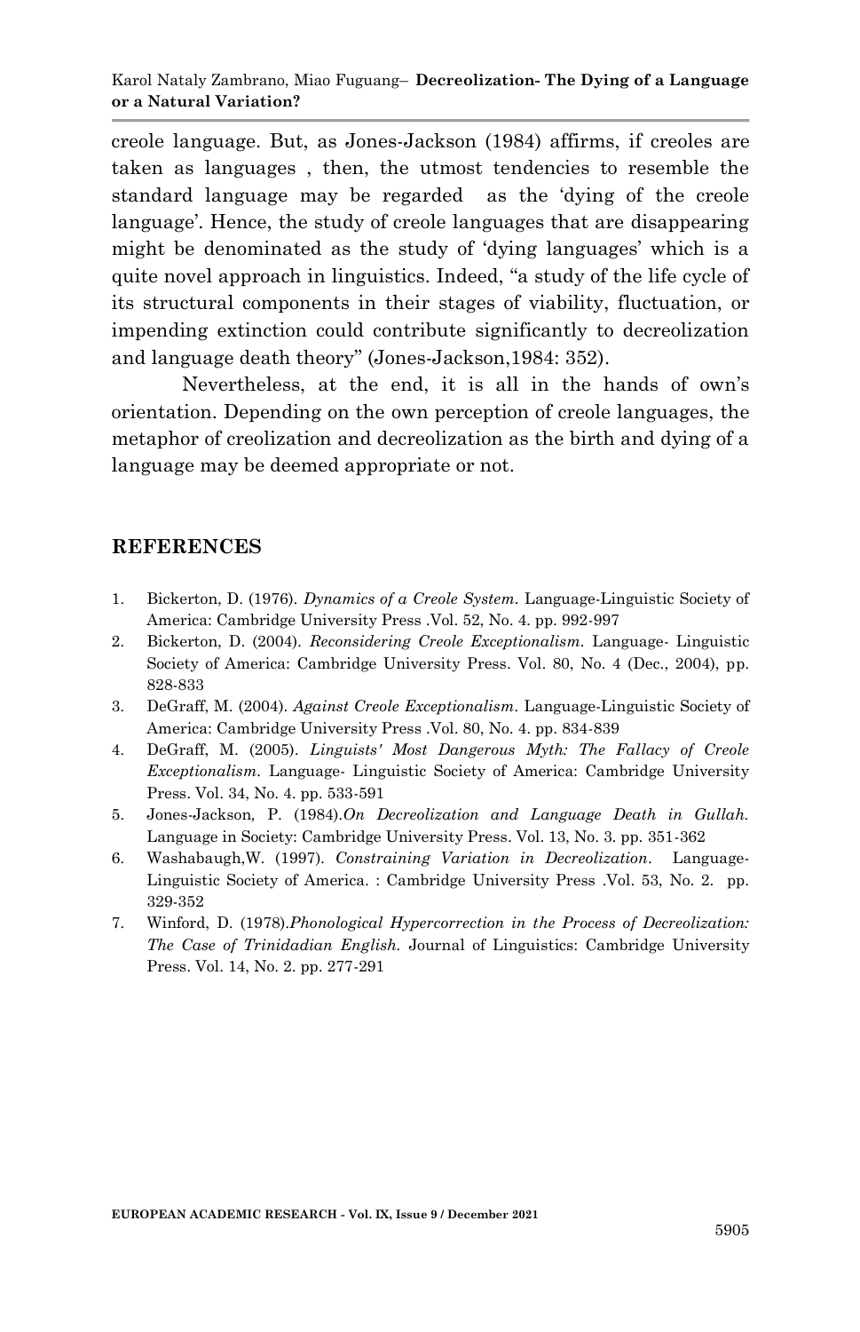creole language. But, as Jones-Jackson (1984) affirms, if creoles are taken as languages , then, the utmost tendencies to resemble the standard language may be regarded as the 'dying of the creole language'. Hence, the study of creole languages that are disappearing might be denominated as the study of 'dying languages' which is a quite novel approach in linguistics. Indeed, "a study of the life cycle of its structural components in their stages of viability, fluctuation, or impending extinction could contribute significantly to decreolization and language death theory" (Jones-Jackson,1984: 352).

Nevertheless, at the end, it is all in the hands of own's orientation. Depending on the own perception of creole languages, the metaphor of creolization and decreolization as the birth and dying of a language may be deemed appropriate or not.

## REFERENCES

1. Bickerton, D. (1976). *Dynamics of a Creole System*. Language-Linguistic Society of America: Cambridge University Press .Vol. 52, No. 4. pp. 992-997
2. Bickerton, D. (2004). *Reconsidering Creole Exceptionalism*. Language- Linguistic Society of America: Cambridge University Press. Vol. 80, No. 4 (Dec., 2004), pp. 828-833
3. DeGraff, M. (2004). *Against Creole Exceptionalism*. Language-Linguistic Society of America: Cambridge University Press .Vol. 80, No. 4. pp. 834-839
4. DeGraff, M. (2005). *Linguists' Most Dangerous Myth: The Fallacy of Creole Exceptionalism*. Language- Linguistic Society of America: Cambridge University Press. Vol. 34, No. 4. pp. 533-591
5. Jones-Jackson, P. (1984).*On Decreolization and Language Death in Gullah.* Language in Society: Cambridge University Press. Vol. 13, No. 3. pp. 351-362
6. Washabaugh,W. (1997). *Constraining Variation in Decreolization*. Language-Linguistic Society of America. : Cambridge University Press .Vol. 53, No. 2. pp. 329-352
7. Winford, D. (1978).*Phonological Hypercorrection in the Process of Decreolization: The Case of Trinidadian English.* Journal of Linguistics: Cambridge University Press. Vol. 14, No. 2. pp. 277-291